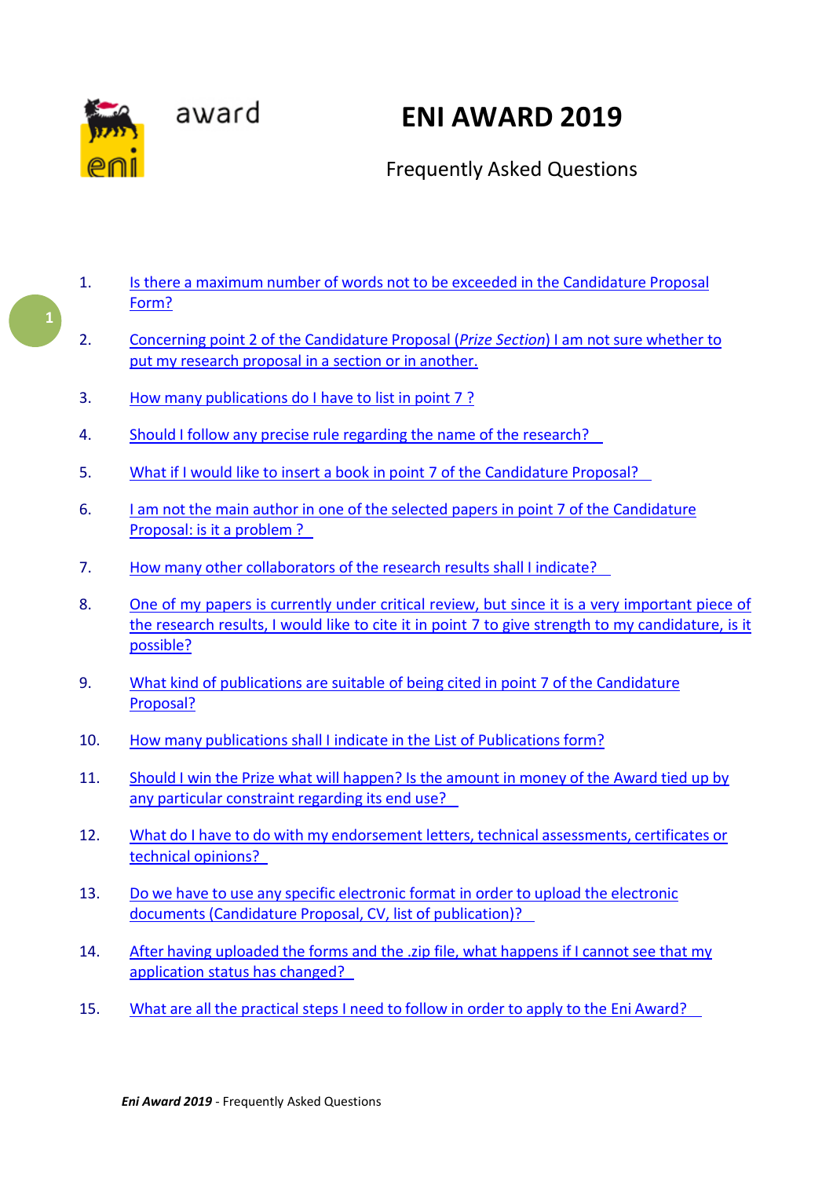award

# ENI AWARD 2019

## Frequently Asked Questions

1. Is there a maximum number of words not to be exceeded in the Candidature Proposal Form?

2. Concerning point 2 of the Candidature Proposal (*Prize Section*) I am not sure whether to put my research proposal in a section or in another.

3. How many publications do I have to list in point 7 ?

4. Should I follow any precise rule regarding the name of the research?

5. What if I would like to insert a book in point 7 of the Candidature Proposal?

6. I am not the main author in one of the selected papers in point 7 of the Candidature Proposal: is it a problem ?

7. How many other collaborators of the research results shall I indicate?

8. One of my papers is currently under critical review, but since it is a very important piece of the research results, I would like to cite it in point 7 to give strength to my candidature, is it possible?

9. What kind of publications are suitable of being cited in point 7 of the Candidature Proposal?

10. How many publications shall I indicate in the List of Publications form?

11. Should I win the Prize what will happen? Is the amount in money of the Award tied up by any particular constraint regarding its end use?

12. What do I have to do with my endorsement letters, technical assessments, certificates or technical opinions?

13. Do we have to use any specific electronic format in order to upload the electronic documents (Candidature Proposal, CV, list of publication)?

14. After having uploaded the forms and the .zip file, what happens if I cannot see that my application status has changed?

15. What are all the practical steps I need to follow in order to apply to the Eni Award?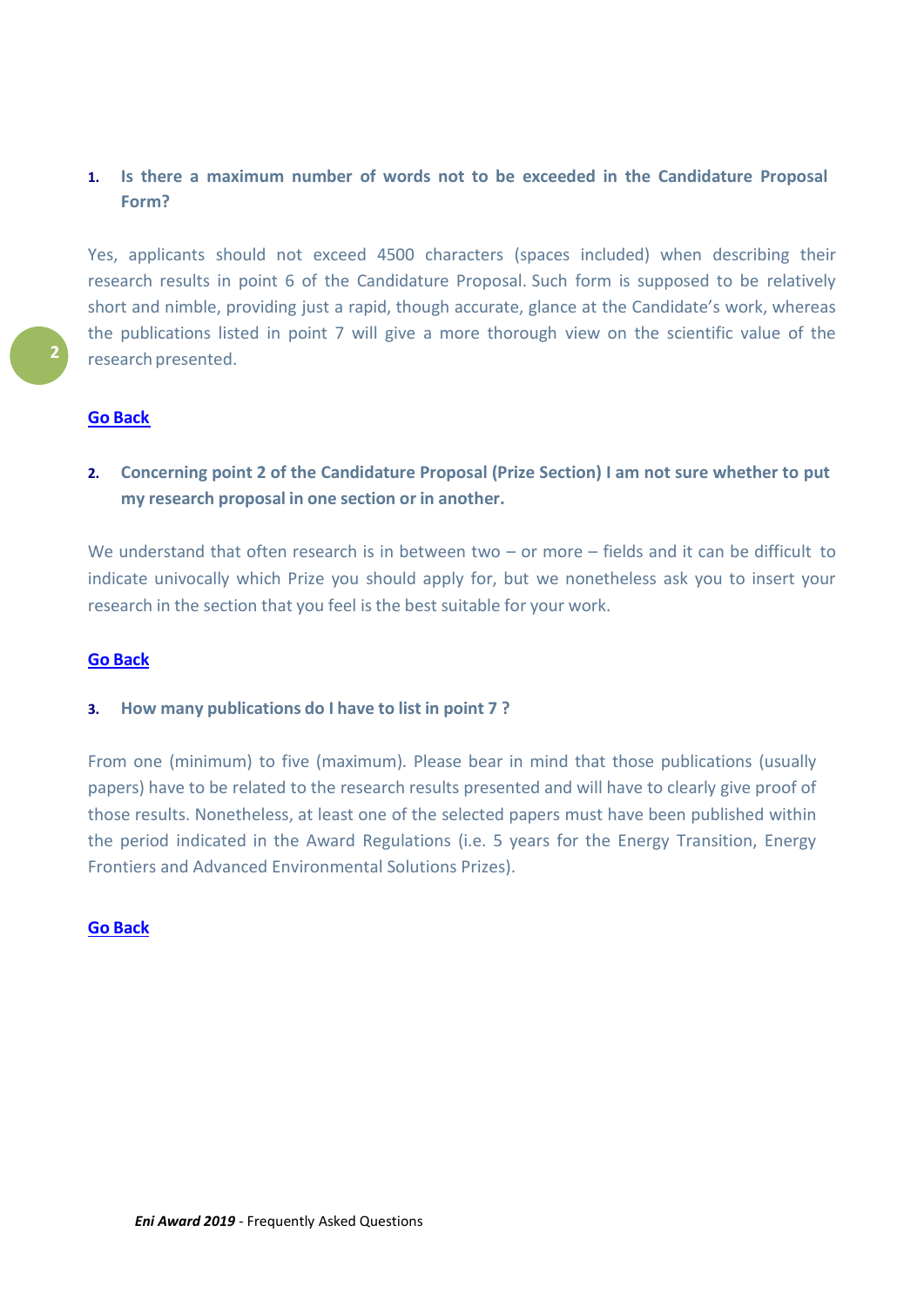**1. Is there a maximum number of words not to be exceeded in the Candidature Proposal Form?**

Yes, applicants should not exceed 4500 characters (spaces included) when describing their research results in point 6 of the Candidature Proposal. Such form is supposed to be relatively short and nimble, providing just a rapid, though accurate, glance at the Candidate's work, whereas the publications listed in point 7 will give a more thorough view on the scientific value of the research presented.

**Go Back**

**2. Concerning point 2 of the Candidature Proposal (Prize Section) I am not sure whether to put my research proposal in one section or in another.**

We understand that often research is in between two – or more – fields and it can be difficult to indicate univocally which Prize you should apply for, but we nonetheless ask you to insert your research in the section that you feel is the best suitable for your work.

**Go Back**

**3. How many publications do I have to list in point 7 ?**

From one (minimum) to five (maximum). Please bear in mind that those publications (usually papers) have to be related to the research results presented and will have to clearly give proof of those results. Nonetheless, at least one of the selected papers must have been published within the period indicated in the Award Regulations (i.e. 5 years for the Energy Transition, Energy Frontiers and Advanced Environmental Solutions Prizes).

**Go Back**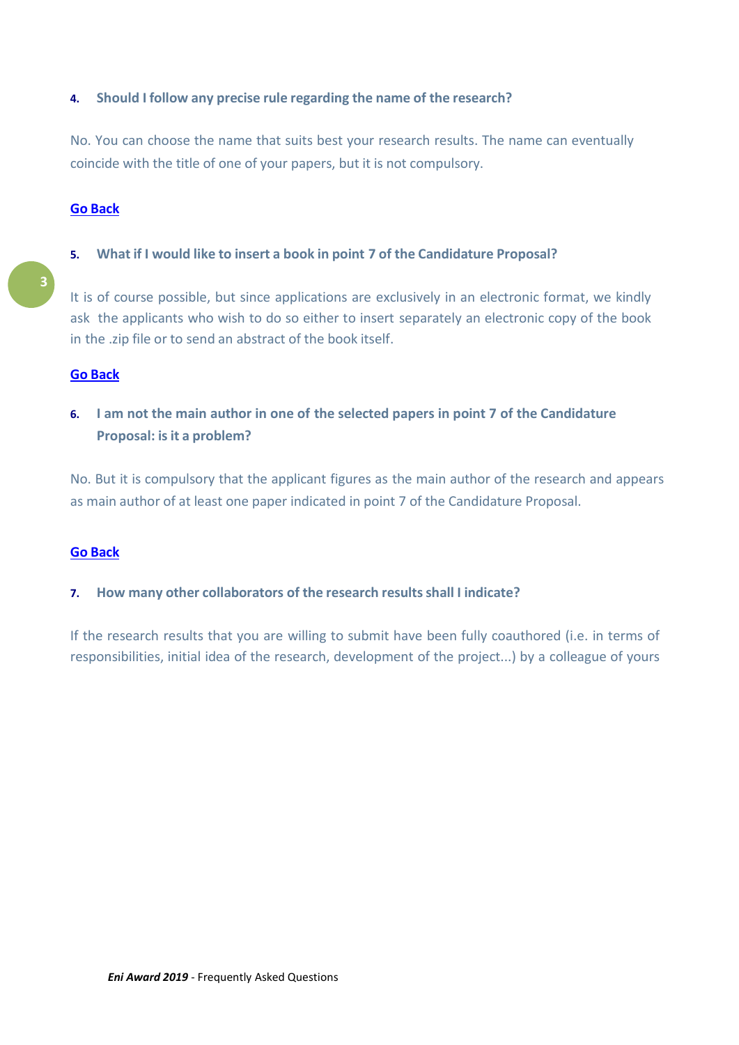4. **Should I follow any precise rule regarding the name of the research?**

No. You can choose the name that suits best your research results. The name can eventually coincide with the title of one of your papers, but it is not compulsory.

[Go Back]

5. **What if I would like to insert a book in point 7 of the Candidature Proposal?**

It is of course possible, but since applications are exclusively in an electronic format, we kindly ask the applicants who wish to do so either to insert separately an electronic copy of the book in the .zip file or to send an abstract of the book itself.

[Go Back]

6. **I am not the main author in one of the selected papers in point 7 of the Candidature Proposal: is it a problem?**

No. But it is compulsory that the applicant figures as the main author of the research and appears as main author of at least one paper indicated in point 7 of the Candidature Proposal.

[Go Back]

7. **How many other collaborators of the research results shall I indicate?**

If the research results that you are willing to submit have been fully coauthored (i.e. in terms of responsibilities, initial idea of the research, development of the project...) by a colleague of yours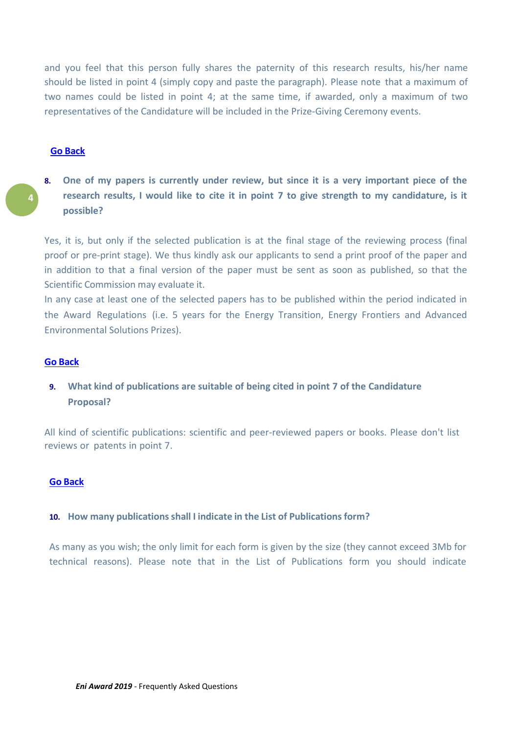and you feel that this person fully shares the paternity of this research results, his/her name should be listed in point 4 (simply copy and paste the paragraph). Please note that a maximum of two names could be listed in point 4; at the same time, if awarded, only a maximum of two representatives of the Candidature will be included in the Prize-Giving Ceremony events.

**Go Back**

**8. One of my papers is currently under review, but since it is a very important piece of the research results, I would like to cite it in point 7 to give strength to my candidature, is it possible?**

Yes, it is, but only if the selected publication is at the final stage of the reviewing process (final proof or pre-print stage). We thus kindly ask our applicants to send a print proof of the paper and in addition to that a final version of the paper must be sent as soon as published, so that the Scientific Commission may evaluate it.

In any case at least one of the selected papers has to be published within the period indicated in the Award Regulations (i.e. 5 years for the Energy Transition, Energy Frontiers and Advanced Environmental Solutions Prizes).

**Go Back**

**9. What kind of publications are suitable of being cited in point 7 of the Candidature Proposal?**

All kind of scientific publications: scientific and peer-reviewed papers or books. Please don't list reviews or patents in point 7.

**Go Back**

**10. How many publications shall I indicate in the List of Publications form?**

As many as you wish; the only limit for each form is given by the size (they cannot exceed 3Mb for technical reasons). Please note that in the List of Publications form you should indicate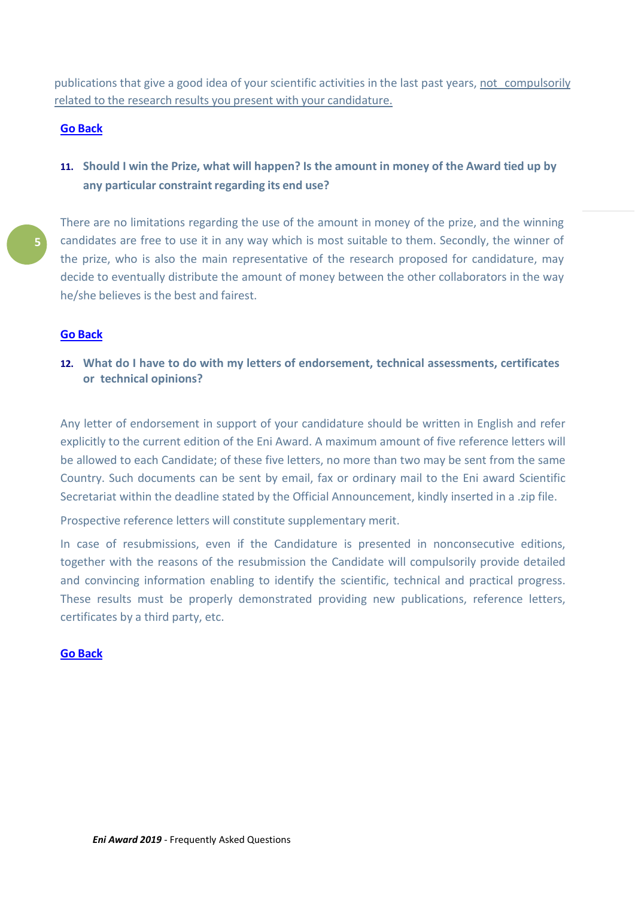publications that give a good idea of your scientific activities in the last past years, not compulsorily related to the research results you present with your candidature.

**Go Back**

### 11. Should I win the Prize, what will happen? Is the amount in money of the Award tied up by any particular constraint regarding its end use?

There are no limitations regarding the use of the amount in money of the prize, and the winning candidates are free to use it in any way which is most suitable to them. Secondly, the winner of the prize, who is also the main representative of the research proposed for candidature, may decide to eventually distribute the amount of money between the other collaborators in the way he/she believes is the best and fairest.

**Go Back**

### 12. What do I have to do with my letters of endorsement, technical assessments, certificates or technical opinions?

Any letter of endorsement in support of your candidature should be written in English and refer explicitly to the current edition of the Eni Award. A maximum amount of five reference letters will be allowed to each Candidate; of these five letters, no more than two may be sent from the same Country. Such documents can be sent by email, fax or ordinary mail to the Eni award Scientific Secretariat within the deadline stated by the Official Announcement, kindly inserted in a .zip file.

Prospective reference letters will constitute supplementary merit.

In case of resubmissions, even if the Candidature is presented in nonconsecutive editions, together with the reasons of the resubmission the Candidate will compulsorily provide detailed and convincing information enabling to identify the scientific, technical and practical progress. These results must be properly demonstrated providing new publications, reference letters, certificates by a third party, etc.

**Go Back**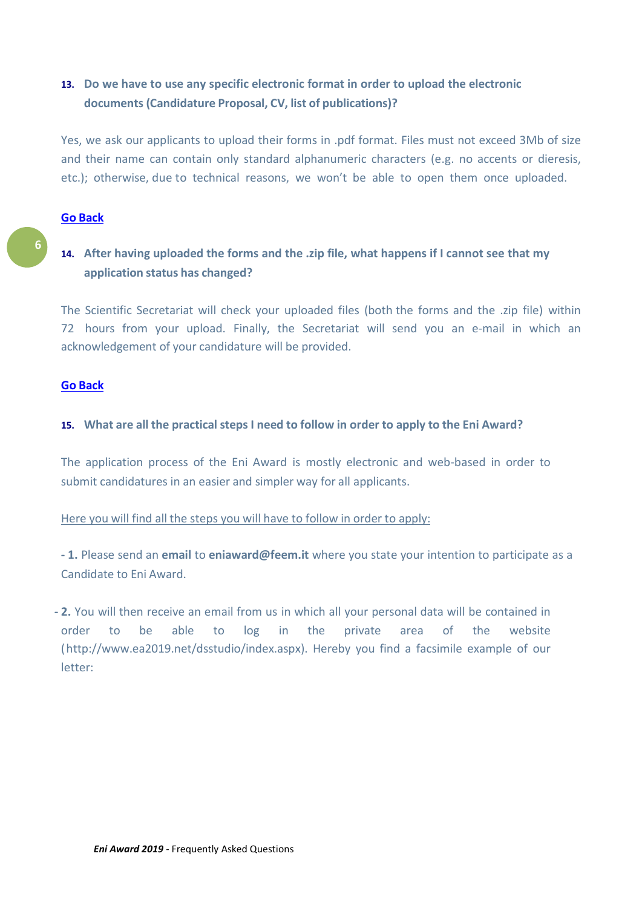### 13. Do we have to use any specific electronic format in order to upload the electronic documents (Candidature Proposal, CV, list of publications)?

Yes, we ask our applicants to upload their forms in .pdf format. Files must not exceed 3Mb of size and their name can contain only standard alphanumeric characters (e.g. no accents or dieresis, etc.); otherwise, due to technical reasons, we won't be able to open them once uploaded.

**Go Back**

### 14. After having uploaded the forms and the .zip file, what happens if I cannot see that my application status has changed?

The Scientific Secretariat will check your uploaded files (both the forms and the .zip file) within 72 hours from your upload. Finally, the Secretariat will send you an e-mail in which an acknowledgement of your candidature will be provided.

**Go Back**

### 15. What are all the practical steps I need to follow in order to apply to the Eni Award?

The application process of the Eni Award is mostly electronic and web-based in order to submit candidatures in an easier and simpler way for all applicants.

Here you will find all the steps you will have to follow in order to apply:

**- 1.** Please send an **email** to **eniaward@feem.it** where you state your intention to participate as a Candidate to Eni Award.

**- 2.** You will then receive an email from us in which all your personal data will be contained in order to be able to log in the private area of the website (http://www.ea2019.net/dsstudio/index.aspx). Hereby you find a facsimile example of our letter: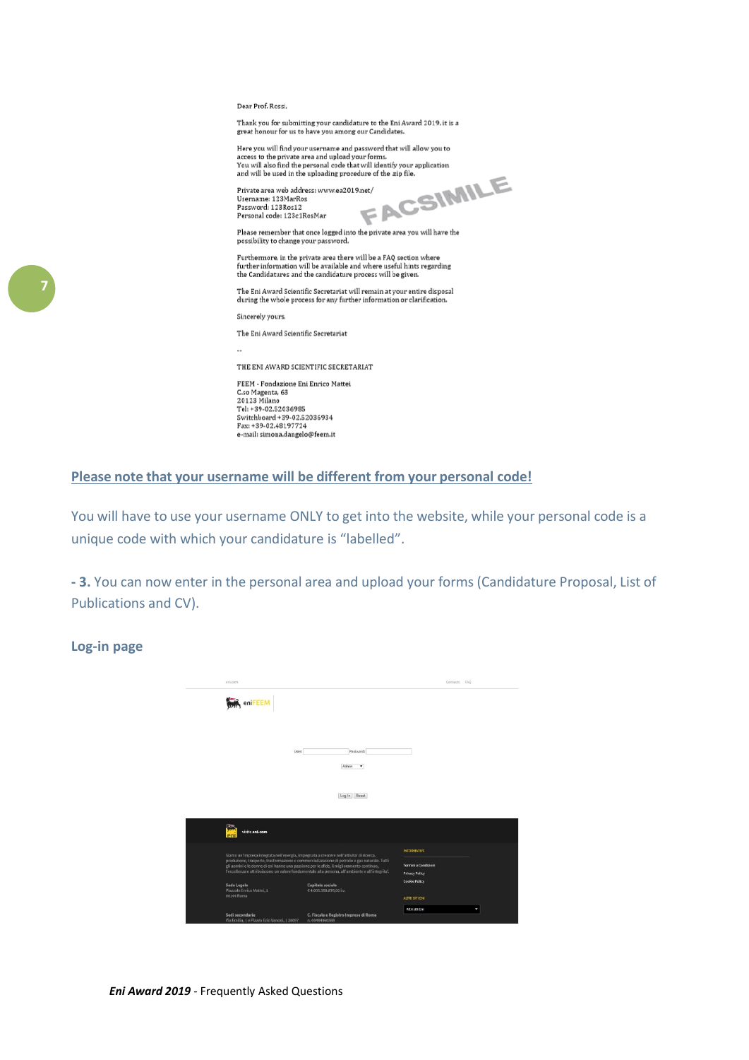Dear Prof. Rossi,

Thank you for submitting your candidature to the Eni Award 2019. it is a great honour for us to have you among our Candidates.

Here you will find your username and password that will allow you to access to the private area and upload your forms.
You will also find the personal code that will identify your application and will be used in the uploading procedure of the zip file.

Private area web address: www.ea2019.net/
Username: 123MarRos
Password: 123Ros12
Personal code: 123c1RosMar

FACSIMILE

Please remember that once logged into the private area you will have the possibility to change your password.

Furthermore, in the private area there will be a FAQ section where further information will be available and where useful hints regarding the Candidatures and the candidature process will be given.

The Eni Award Scientific Secretariat will remain at your entire disposal during the whole process for any further information or clarification.

Sincerely yours,

The Eni Award Scientific Secretariat

--

THE ENI AWARD SCIENTIFIC SECRETARIAT

FEEM - Fondazione Eni Enrico Mattei
C.so Magenta, 63
20123 Milano
Tel: +39-02.52036985
Switchboard +39-02.52036934
Fax: +39-02.48197724
e-mail: simona.dangelo@feem.it

**Please note that your username will be different from your personal code!**

You will have to use your username ONLY to get into the website, while your personal code is a unique code with which your candidature is "labelled".

**- 3.** You can now enter in the personal area and upload your forms (Candidature Proposal, List of Publications and CV).

**Log-in page**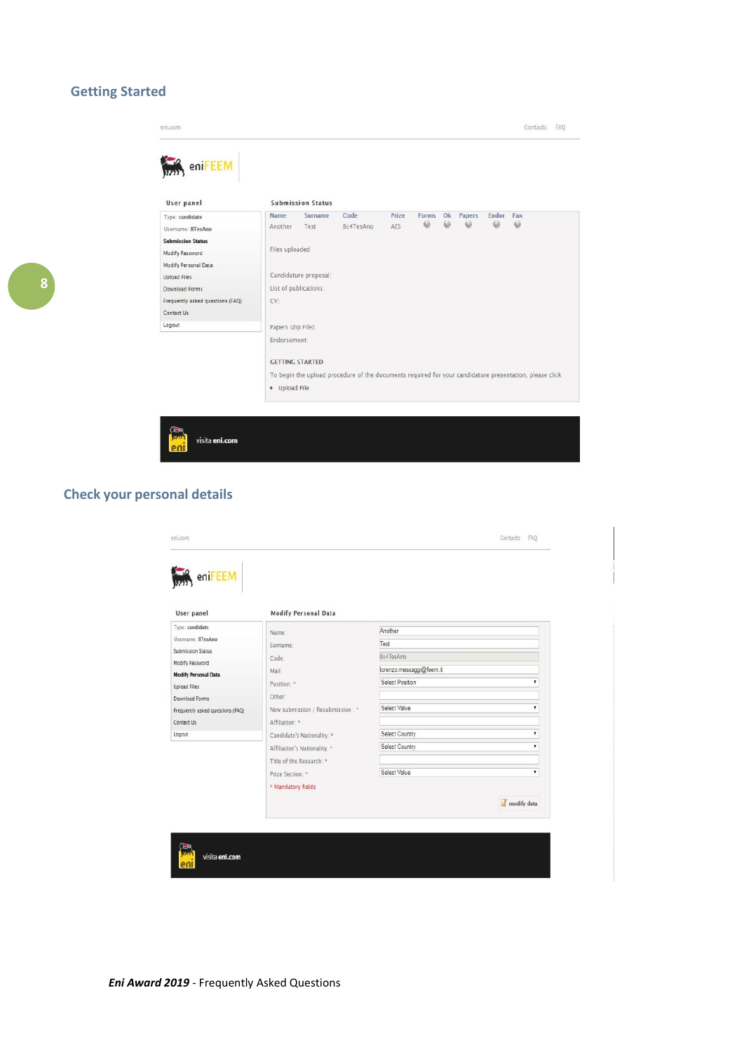## Getting Started

eni.com Contacts FAQ

eniFEEM

**User panel**

- Type: candidate
- Username: 8TesAno
- **Submission Status**
- Modify Password
- Modify Personal Data
- Upload Files
- Download Forms
- Frequently asked questions (FAQ)
- Contact Us
- Logout

**Submission Status**

| Name | Surname | Code | Prize | Forms | Ok | Papers | Endor | Fax |
|---|---|---|---|---|---|---|---|---|
| Another | Test | 8c4TesAno | AES | | | | | |

Files uploaded

Candidature proposal:

List of publications:

CV:

Papers (zip File):

Endorsement:

GETTING STARTED

To begin the upload procedure of the documents required for your candidature presentation, please click

- Upload File

visita eni.com

## Check your personal details

eni.com Contacts FAQ

eniFEEM

**User panel**

- Type: candidate
- Username: 8TesAno
- Submission Status
- Modify Password
- **Modify Personal Data**
- Upload Files
- Download Forms
- Frequently asked questions (FAQ)
- Contact Us
- Logout

**Modify Personal Data**

| Field | Value |
|---|---|
| Name: | Another |
| Surname: | Test |
| Code: | 8c4TesAno |
| Mail: | lorenzo.messaggi@feem.it |
| Position: * | Select Position |
| Other: | |
| New submission / Resubmission : * | Select Value |
| Affiliation: * | |
| Candidate's Nationality: * | Select Country |
| Affiliation's Nationality: * | Select Country |
| Title of the Research: * | |
| Prize Section: * | Select Value |

\* Mandatory fields

modify data

visita eni.com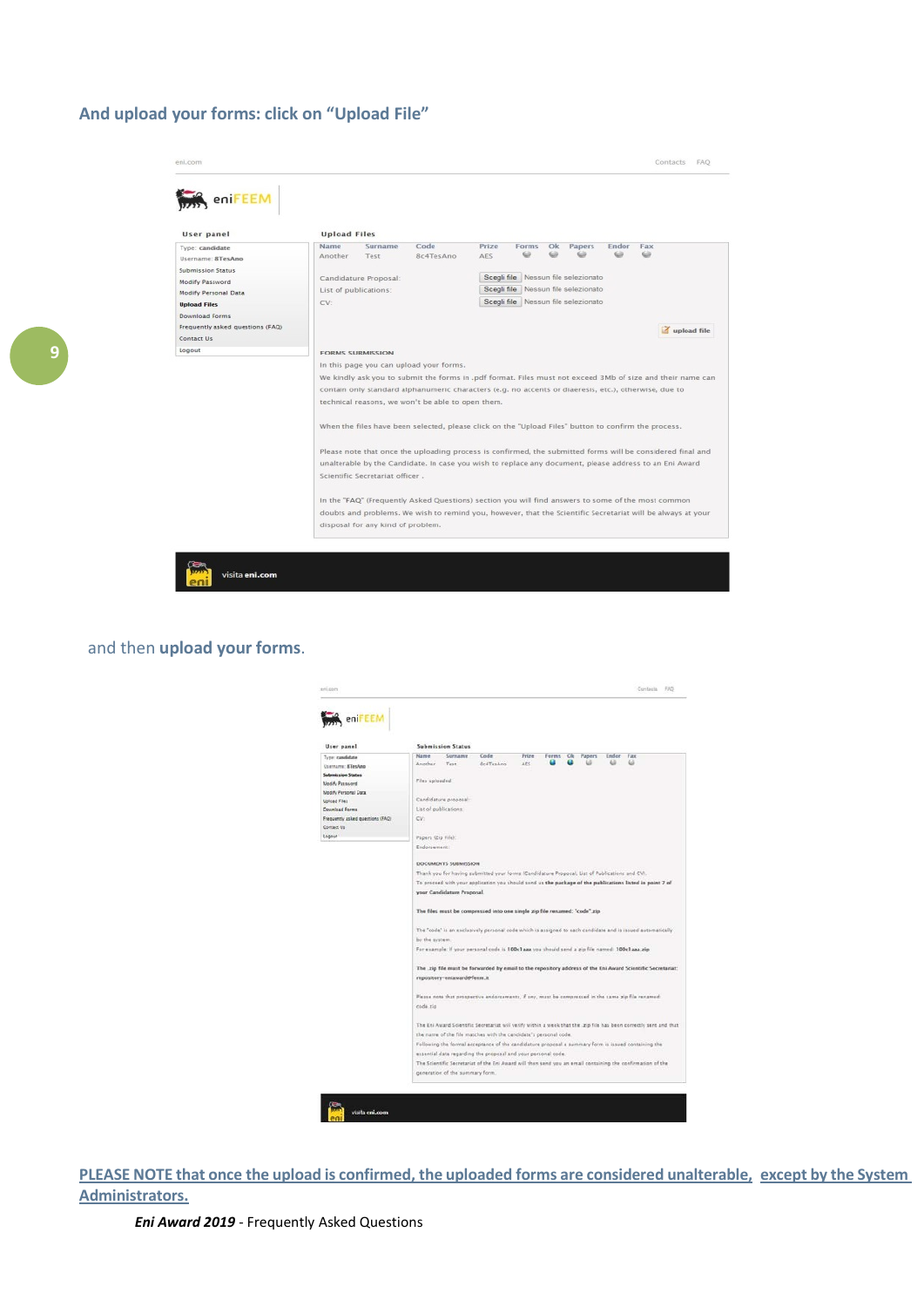## And upload your forms: click on "Upload File"

eni.com Contacts FAQ

eniFEEM

**User panel**

Type: candidate
Username: 8TesAno
Submission Status
Modify Password
Modify Personal Data
**Upload Files**
Download Forms
Frequently asked questions (FAQ)
Contact Us
Logout

**Upload Files**

| Name | Surname | Code | Prize | Forms | Ok | Papers | Endor | Fax |
|---|---|---|---|---|---|---|---|---|
| Another | Test | 8c4TesAno | AES | | | | | |

Candidature Proposal: Scegli file Nessun file selezionato
List of publications: Scegli file Nessun file selezionato
CV: Scegli file Nessun file selezionato

upload file

FORMS SUBMISSION

In this page you can upload your forms.

We kindly ask you to submit the forms in .pdf format. Files must not exceed 3Mb of size and their name can contain only standard alphanumeric characters (e.g. no accents or diaeresis, etc.), otherwise, due to technical reasons, we won't be able to open them.

When the files have been selected, please click on the "Upload Files" button to confirm the process.

Please note that once the uploading process is confirmed, the submitted forms will be considered final and unalterable by the Candidate. In case you wish to replace any document, please address to an Eni Award Scientific Secretariat officer .

In the "FAQ" (Frequently Asked Questions) section you will find answers to some of the most common doubts and problems. We wish to remind you, however, that the Scientific Secretariat will be always at your disposal for any kind of problem.

visita eni.com

and then **upload your forms**.

eni.com Contacts FAQ

eniFEEM

**User panel**

Type: candidate
Username: 8TesAno
**Submission Status**
Modify Password
Modify Personal Data
Upload Files
Download Forms
Frequently asked questions (FAQ)
Contact Us
Logout

**Submission Status**

| Name | Surname | Code | Prize | Forms | Ok | Papers | Endor | Fax |
|---|---|---|---|---|---|---|---|---|
| Another | Test | 8c4TesAno | AES | | | | | |

Files uploaded

Candidature proposal:
List of publications:
CV:

Papers (zip file):
Endorsement:

DOCUMENTS SUBMISSION

Thank you for having submitted your forms (Candidature Proposal, List of Publications and CV).

To proceed with your application you should send us **the package of the publications listed in point 7 of your Candidature Proposal**.

**The files must be compressed into one single zip file renamed: "code".zip**

The "code" is an exclusively personal code which is assigned to each candidate and is issued automatically by the system.

For example: if your personal code is **100c1aaa** you should send a zip file named: **100c1aaa.zip**

**The .zip file must be forwarded by email to the repository address of the Eni Award Scientific Secretariat: repository-eniaward@feem.it**

Please note that prospective endorsements, if any, must be compressed in the same zip file renamed: code.zip

The Eni Award Scientific Secretariat will verify within a week that the zip file has been correctly sent and that the name of the file matches with the candidate's personal code.

Following the formal acceptance of the candidature proposal a summary form is issued containing the essential data regarding the proposal and your personal code.

The Scientific Secretariat of the Eni Award will then send you an email containing the confirmation of the generation of the summary form.

visita eni.com

**PLEASE NOTE that once the upload is confirmed, the uploaded forms are considered unalterable, except by the System Administrators.**

***Eni Award 2019*** - Frequently Asked Questions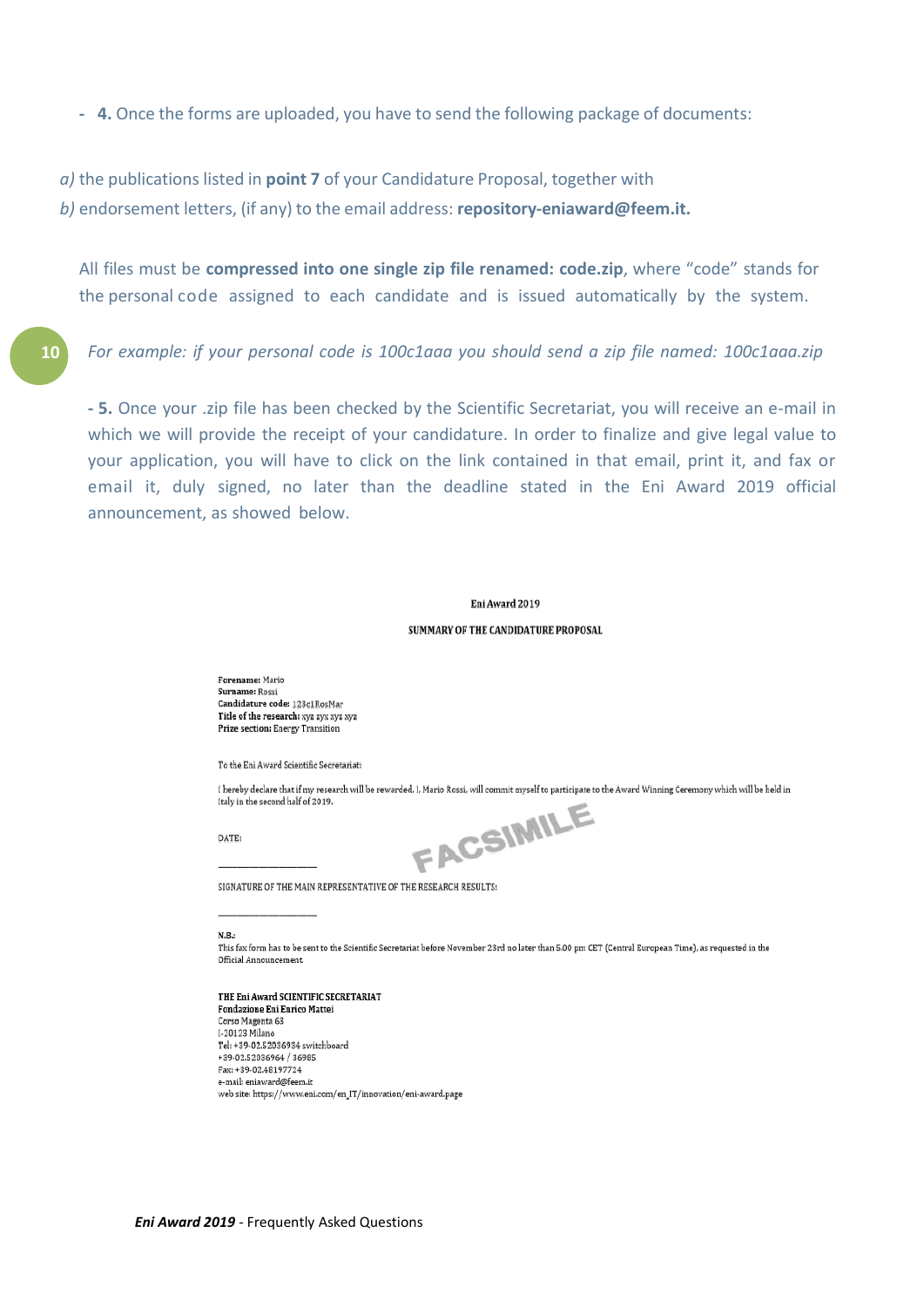- **4.** Once the forms are uploaded, you have to send the following package of documents:

*a)* the publications listed in **point 7** of your Candidature Proposal, together with
*b)* endorsement letters, (if any) to the email address: **repository-eniaward@feem.it.**

All files must be **compressed into one single zip file renamed: code.zip**, where "code" stands for the personal code assigned to each candidate and is issued automatically by the system.

*For example: if your personal code is 100c1aaa you should send a zip file named: 100c1aaa.zip*

**- 5.** Once your .zip file has been checked by the Scientific Secretariat, you will receive an e-mail in which we will provide the receipt of your candidature. In order to finalize and give legal value to your application, you will have to click on the link contained in that email, print it, and fax or email it, duly signed, no later than the deadline stated in the Eni Award 2019 official announcement, as showed below.

Eni Award 2019

SUMMARY OF THE CANDIDATURE PROPOSAL

**Forename:** Mario
**Surname:** Rossi
**Candidature code:** 123c1RosMar
**Title of the research:** xyz xyz xyz xyz
**Prize section:** Energy Transition

To the Eni Award Scientific Secretariat:

I hereby declare that if my research will be rewarded, I, Mario Rossi, will commit myself to participate to the Award Winning Ceremony which will be held in Italy in the second half of 2019.

DATE:

FACSIMILE

\_\_\_\_\_\_\_\_\_\_\_\_\_\_\_\_\_\_

SIGNATURE OF THE MAIN REPRESENTATIVE OF THE RESEARCH RESULTS:

\_\_\_\_\_\_\_\_\_\_\_\_\_\_\_\_\_\_

N.B.:
This fax form has to be sent to the Scientific Secretariat before November 23rd no later than 5.00 pm CET (Central European Time), as requested in the Official Announcement.

**THE Eni Award SCIENTIFIC SECRETARIAT**
**Fondazione Eni Enrico Mattei**
Corso Magenta 63
I-20123 Milano
Tel: +39-02.52036934 switchboard
+39-02.52036964 / 36985
Fax: +39-02.48197724
e-mail: eniaward@feem.it
web site: https://www.eni.com/en_IT/innovation/eni-award.page